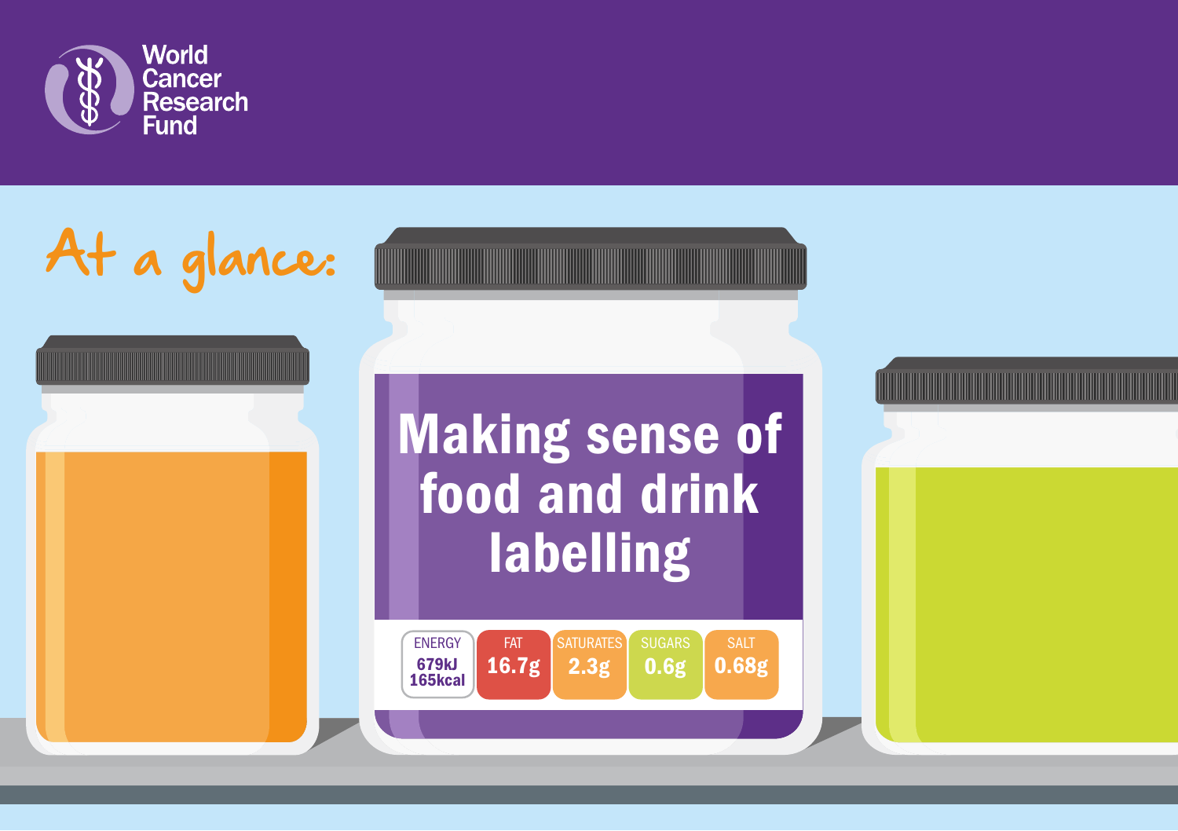World Cancer Research Fund

# At a glance: Making sense of food and drink labelling

| ENERGY | FAT | SATURATES | SUGARS | SALT |
| --- | --- | --- | --- | --- |
| 679kJ 165kcal | 16.7g | 2.3g | 0.6g | 0.68g |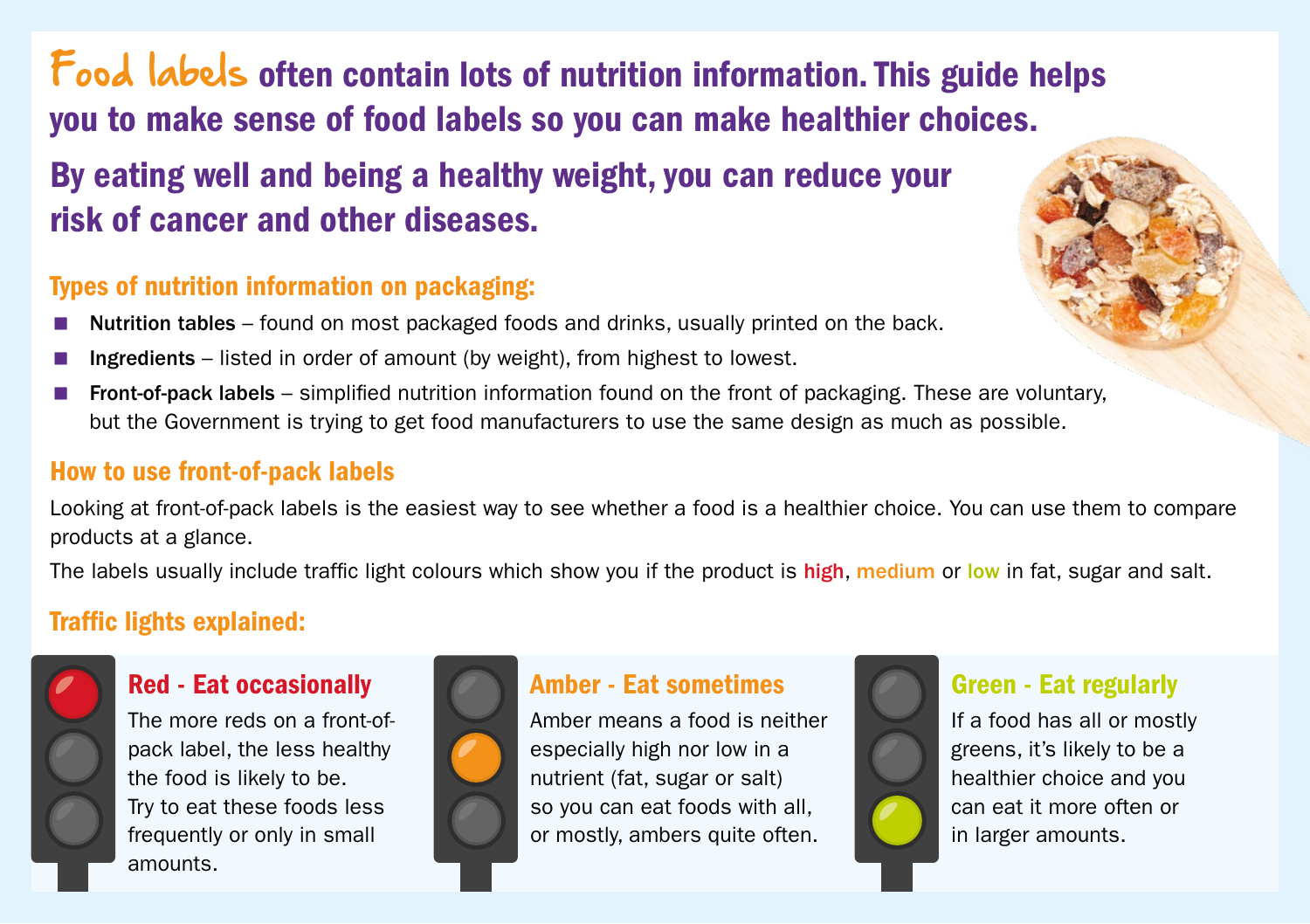# Food labels often contain lots of nutrition information. This guide helps you to make sense of food labels so you can make healthier choices.

## By eating well and being a healthy weight, you can reduce your risk of cancer and other diseases.

### Types of nutrition information on packaging:

- **Nutrition tables** – found on most packaged foods and drinks, usually printed on the back.
- **Ingredients** – listed in order of amount (by weight), from highest to lowest.
- **Front-of-pack labels** – simplified nutrition information found on the front of packaging. These are voluntary, but the Government is trying to get food manufacturers to use the same design as much as possible.

### How to use front-of-pack labels

Looking at front-of-pack labels is the easiest way to see whether a food is a healthier choice. You can use them to compare products at a glance.

The labels usually include traffic light colours which show you if the product is high, medium or low in fat, sugar and salt.

### Traffic lights explained:

#### Red - Eat occasionally

The more reds on a front-of-pack label, the less healthy the food is likely to be. Try to eat these foods less frequently or only in small amounts.

#### Amber - Eat sometimes

Amber means a food is neither especially high nor low in a nutrient (fat, sugar or salt) so you can eat foods with all, or mostly, ambers quite often.

#### Green - Eat regularly

If a food has all or mostly greens, it's likely to be a healthier choice and you can eat it more often or in larger amounts.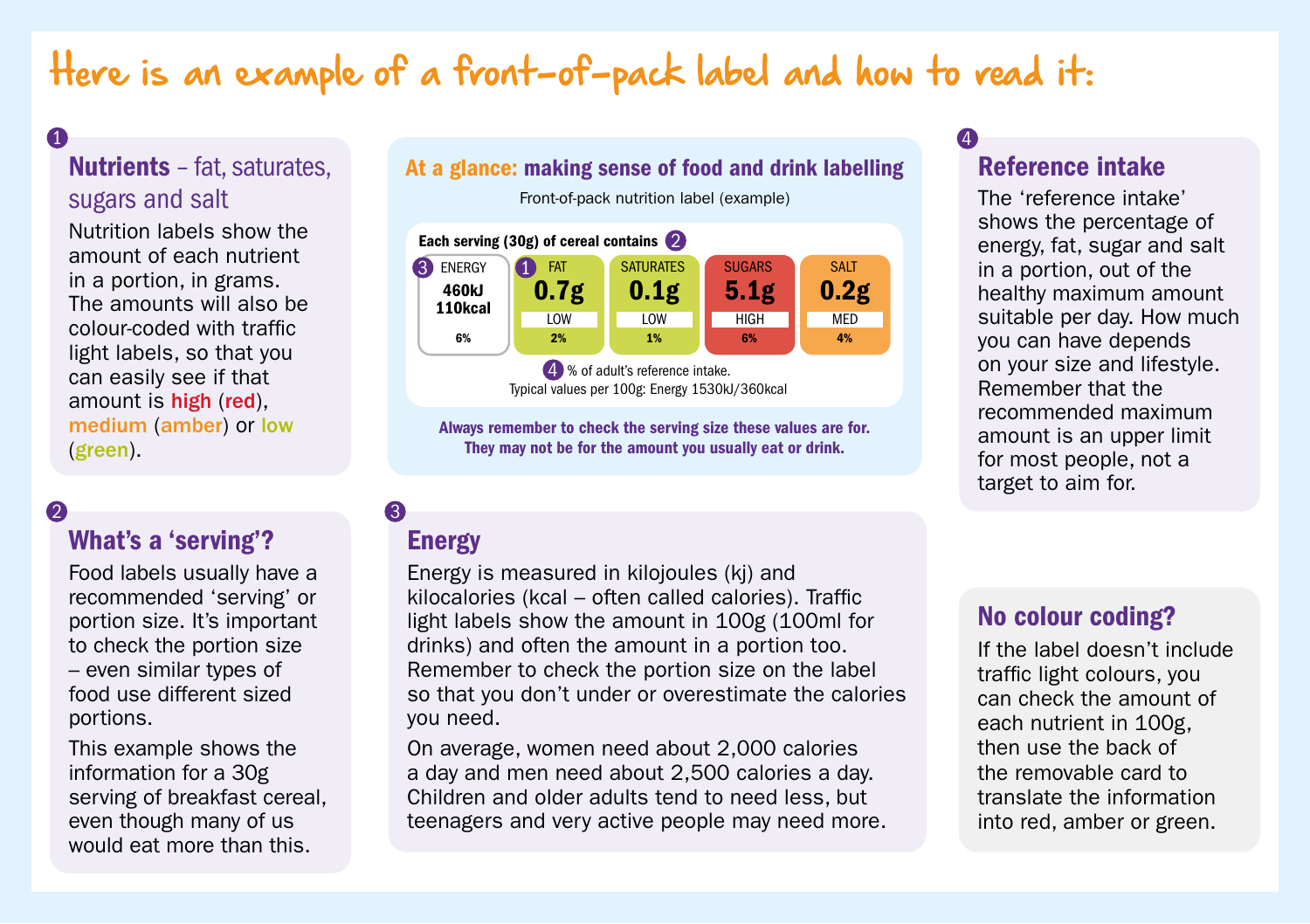# Here is an example of a front-of-pack label and how to read it:

## At a glance: making sense of food and drink labelling

Front-of-pack nutrition label (example)

**Each serving (30g) of cereal contains** ②

| ③ ENERGY | ① FAT | SATURATES | SUGARS | SALT |
|---|---|---|---|---|
| 460kJ 110kcal | 0.7g | 0.1g | 5.1g | 0.2g |
| | LOW | LOW | HIGH | MED |
| 6% | 2% | 1% | 6% | 4% |

④ % of adult's reference intake.
Typical values per 100g: Energy 1530kJ/360kcal

**Always remember to check the serving size these values are for. They may not be for the amount you usually eat or drink.**

## ① Nutrients – fat, saturates, sugars and salt

Nutrition labels show the amount of each nutrient in a portion, in grams. The amounts will also be colour-coded with traffic light labels, so that you can easily see if that amount is high (red), medium (amber) or low (green).

## ② What's a 'serving'?

Food labels usually have a recommended 'serving' or portion size. It's important to check the portion size – even similar types of food use different sized portions.

This example shows the information for a 30g serving of breakfast cereal, even though many of us would eat more than this.

## ③ Energy

Energy is measured in kilojoules (kj) and kilocalories (kcal – often called calories). Traffic light labels show the amount in 100g (100ml for drinks) and often the amount in a portion too. Remember to check the portion size on the label so that you don't under or overestimate the calories you need.

On average, women need about 2,000 calories a day and men need about 2,500 calories a day. Children and older adults tend to need less, but teenagers and very active people may need more.

## ④ Reference intake

The 'reference intake' shows the percentage of energy, fat, sugar and salt in a portion, out of the healthy maximum amount suitable per day. How much you can have depends on your size and lifestyle. Remember that the recommended maximum amount is an upper limit for most people, not a target to aim for.

## No colour coding?

If the label doesn't include traffic light colours, you can check the amount of each nutrient in 100g, then use the back of the removable card to translate the information into red, amber or green.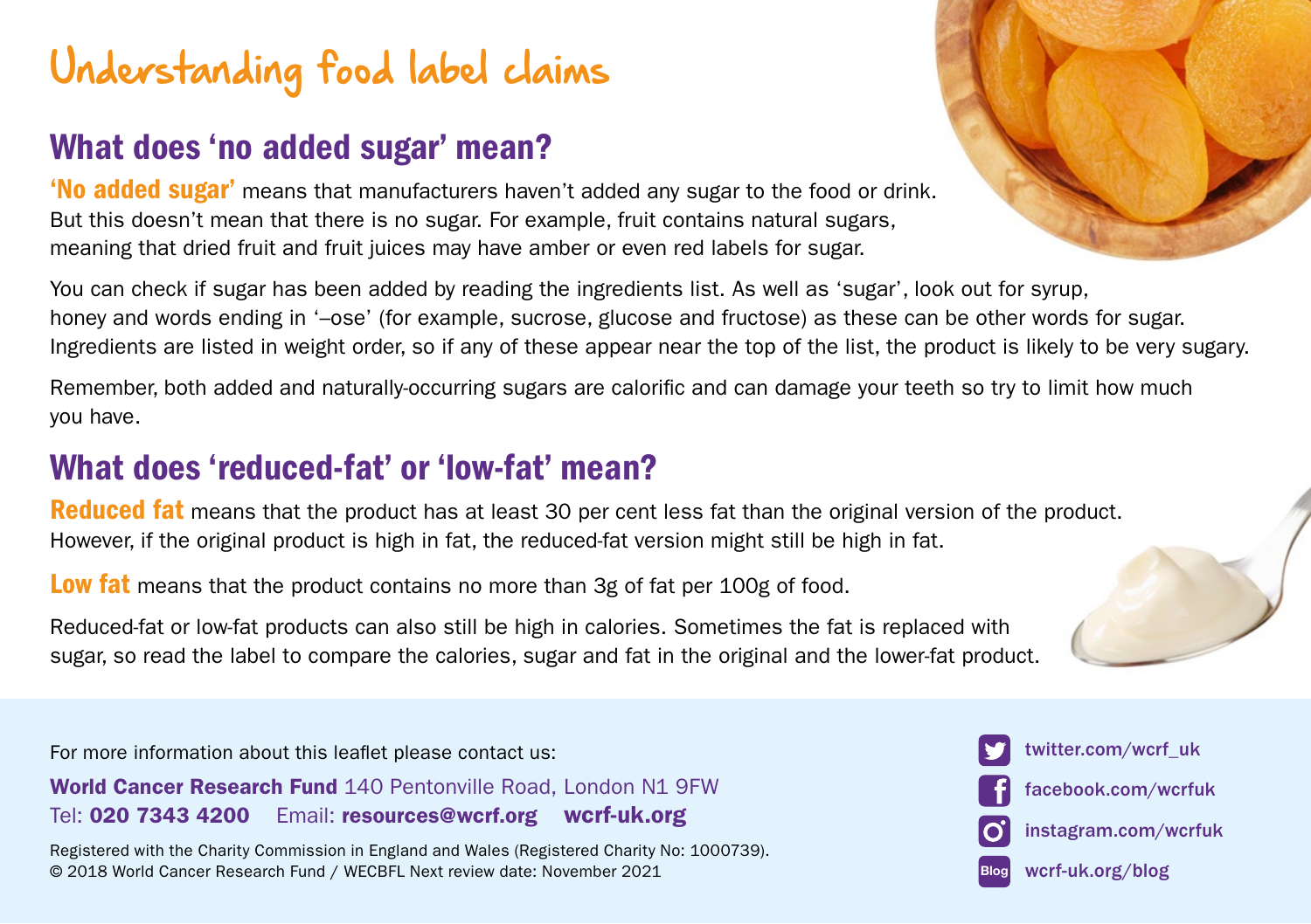# Understanding food label claims

## What does 'no added sugar' mean?

**'No added sugar'** means that manufacturers haven't added any sugar to the food or drink. But this doesn't mean that there is no sugar. For example, fruit contains natural sugars, meaning that dried fruit and fruit juices may have amber or even red labels for sugar.

You can check if sugar has been added by reading the ingredients list. As well as 'sugar', look out for syrup, honey and words ending in '–ose' (for example, sucrose, glucose and fructose) as these can be other words for sugar. Ingredients are listed in weight order, so if any of these appear near the top of the list, the product is likely to be very sugary.

Remember, both added and naturally-occurring sugars are calorific and can damage your teeth so try to limit how much you have.

## What does 'reduced-fat' or 'low-fat' mean?

**Reduced fat** means that the product has at least 30 per cent less fat than the original version of the product. However, if the original product is high in fat, the reduced-fat version might still be high in fat.

**Low fat** means that the product contains no more than 3g of fat per 100g of food.

Reduced-fat or low-fat products can also still be high in calories. Sometimes the fat is replaced with sugar, so read the label to compare the calories, sugar and fat in the original and the lower-fat product.

For more information about this leaflet please contact us:

**World Cancer Research Fund** 140 Pentonville Road, London N1 9FW
Tel: **020 7343 4200** Email: **resources@wcrf.org** **wcrf-uk.org**

Registered with the Charity Commission in England and Wales (Registered Charity No: 1000739).
© 2018 World Cancer Research Fund / WECBFL Next review date: November 2021

twitter.com/wcrf_uk
facebook.com/wcrfuk
instagram.com/wcrfuk
wcrf-uk.org/blog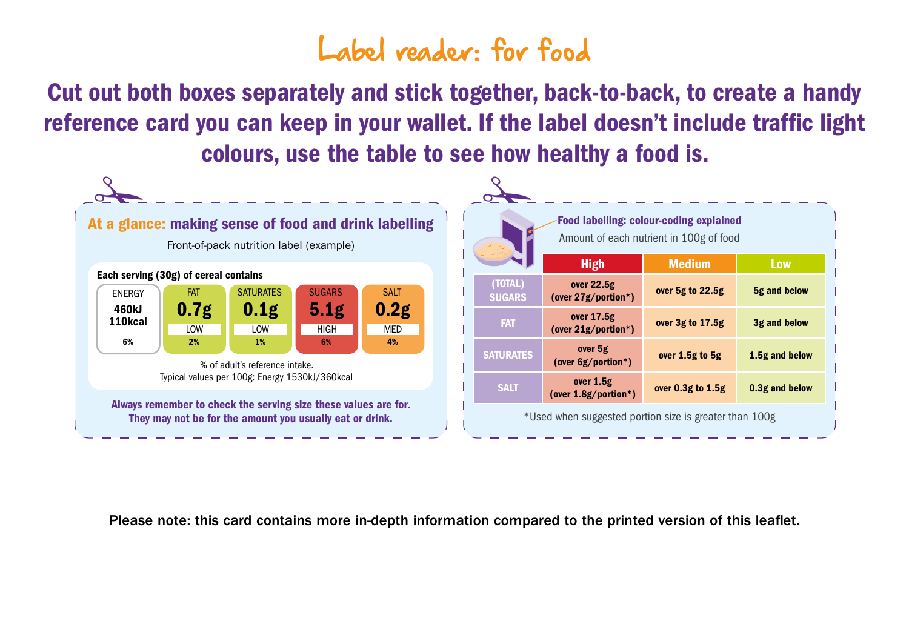# Label reader: for food

**Cut out both boxes separately and stick together, back-to-back, to create a handy reference card you can keep in your wallet. If the label doesn't include traffic light colours, use the table to see how healthy a food is.**

## At a glance: making sense of food and drink labelling

Front-of-pack nutrition label (example)

**Each serving (30g) of cereal contains**

| ENERGY | FAT | SATURATES | SUGARS | SALT |
|---|---|---|---|---|
| 460kJ 110kcal | 0.7g | 0.1g | 5.1g | 0.2g |
| | LOW | LOW | HIGH | MED |
| 6% | 2% | 1% | 6% | 4% |

% of adult's reference intake.
Typical values per 100g: Energy 1530kJ/360kcal

**Always remember to check the serving size these values are for. They may not be for the amount you usually eat or drink.**

## Food labelling: colour-coding explained

Amount of each nutrient in 100g of food

| | High | Medium | Low |
|---|---|---|---|
| (TOTAL) SUGARS | over 22.5g (over 27g/portion*) | over 5g to 22.5g | 5g and below |
| FAT | over 17.5g (over 21g/portion*) | over 3g to 17.5g | 3g and below |
| SATURATES | over 5g (over 6g/portion*) | over 1.5g to 5g | 1.5g and below |
| SALT | over 1.5g (over 1.8g/portion*) | over 0.3g to 1.5g | 0.3g and below |

*Used when suggested portion size is greater than 100g

Please note: this card contains more in-depth information compared to the printed version of this leaflet.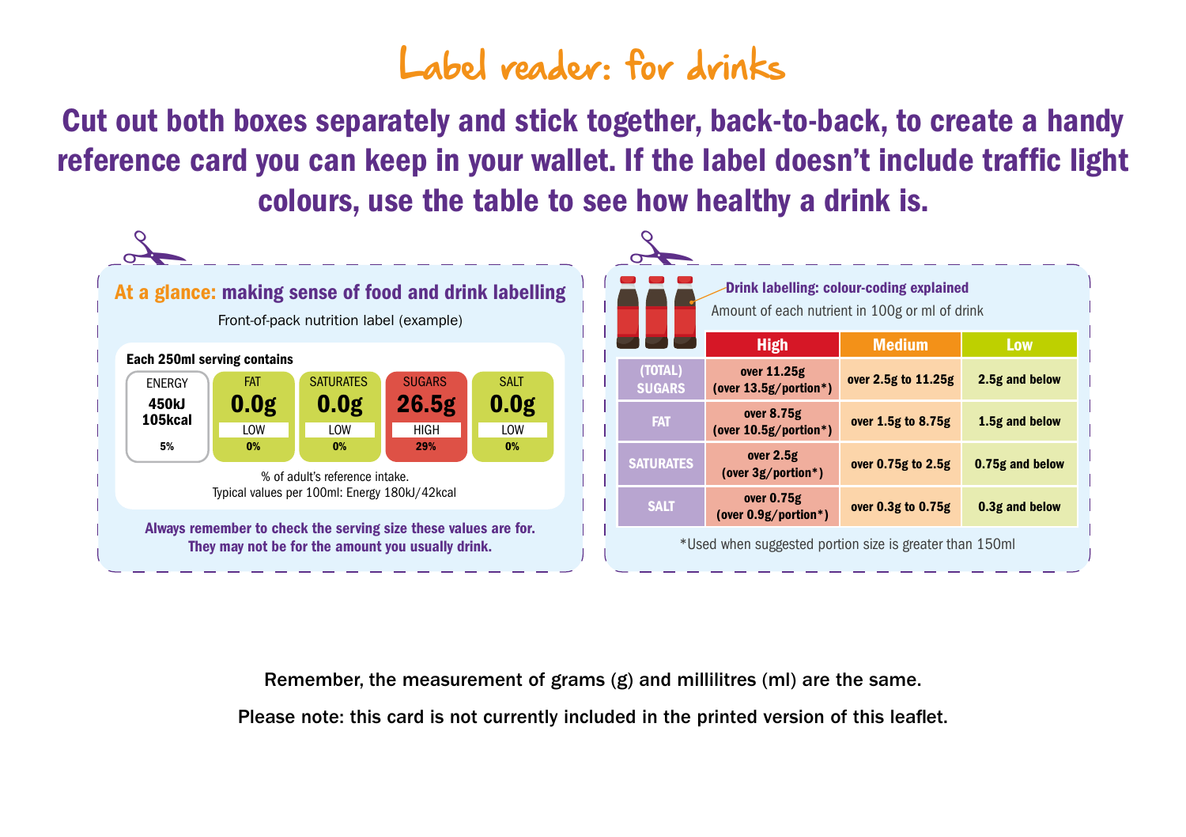# Label reader: for drinks

**Cut out both boxes separately and stick together, back-to-back, to create a handy reference card you can keep in your wallet. If the label doesn't include traffic light colours, use the table to see how healthy a drink is.**

## At a glance: making sense of food and drink labelling

Front-of-pack nutrition label (example)

**Each 250ml serving contains**

| ENERGY | FAT | SATURATES | SUGARS | SALT |
|---|---|---|---|---|
| 450kJ 105kcal | 0.0g | 0.0g | 26.5g | 0.0g |
| | LOW | LOW | HIGH | LOW |
| 5% | 0% | 0% | 29% | 0% |

% of adult's reference intake.
Typical values per 100ml: Energy 180kJ/42kcal

**Always remember to check the serving size these values are for. They may not be for the amount you usually drink.**

## Drink labelling: colour-coding explained

Amount of each nutrient in 100g or ml of drink

| | High | Medium | Low |
|---|---|---|---|
| (TOTAL) SUGARS | over 11.25g (over 13.5g/portion*) | over 2.5g to 11.25g | 2.5g and below |
| FAT | over 8.75g (over 10.5g/portion*) | over 1.5g to 8.75g | 1.5g and below |
| SATURATES | over 2.5g (over 3g/portion*) | over 0.75g to 2.5g | 0.75g and below |
| SALT | over 0.75g (over 0.9g/portion*) | over 0.3g to 0.75g | 0.3g and below |

*Used when suggested portion size is greater than 150ml

Remember, the measurement of grams (g) and millilitres (ml) are the same.

Please note: this card is not currently included in the printed version of this leaflet.